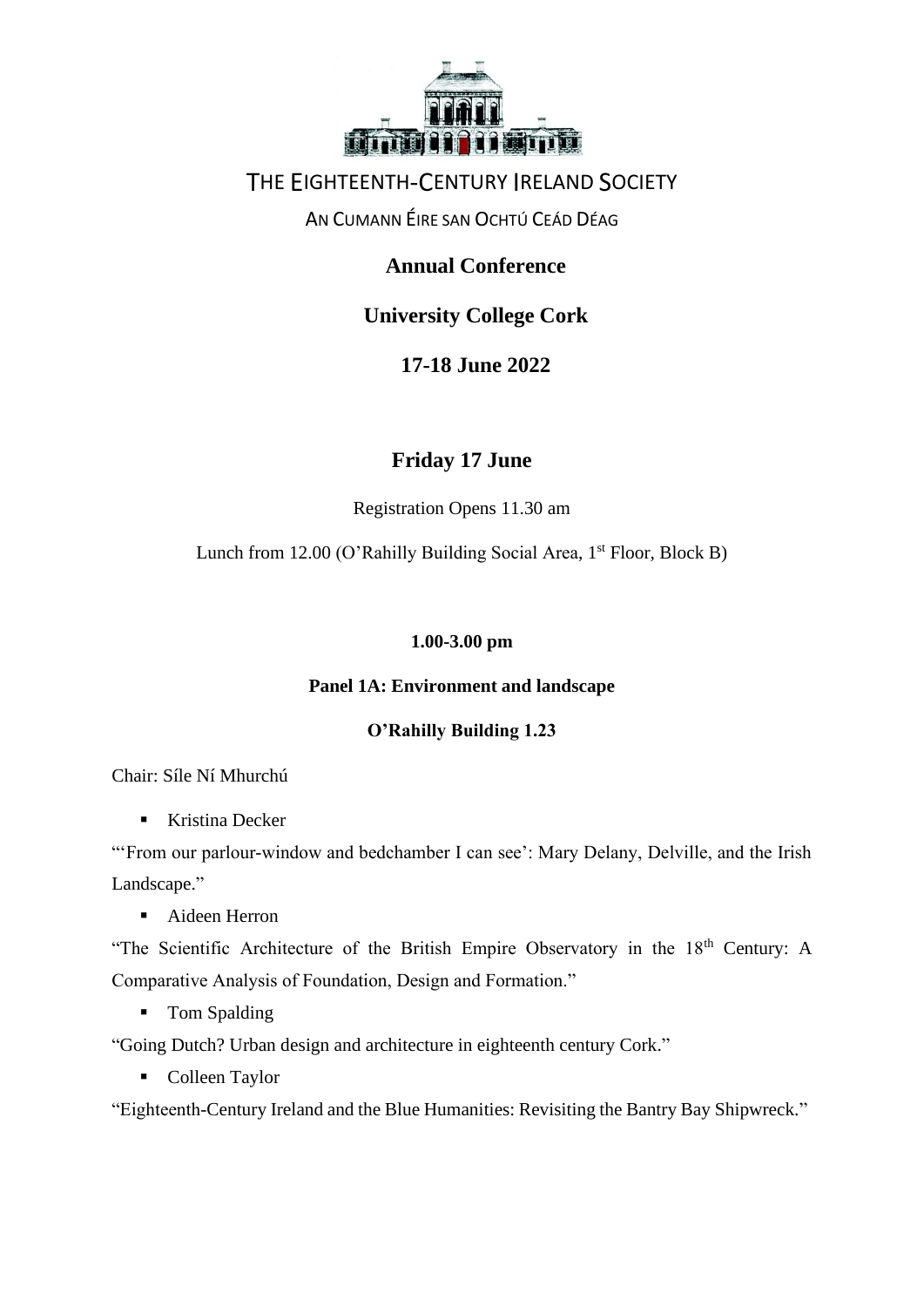# THE EIGHTEENTH-CENTURY IRELAND SOCIETY

AN CUMANN ÉIRE SAN OCHTÚ CEÁD DÉAG

## Annual Conference

## University College Cork

## 17-18 June 2022

## Friday 17 June

Registration Opens 11.30 am

Lunch from 12.00 (O'Rahilly Building Social Area, 1st Floor, Block B)

**1.00-3.00 pm**

**Panel 1A: Environment and landscape**

**O'Rahilly Building 1.23**

Chair: Síle Ní Mhurchú

- Kristina Decker

"'From our parlour-window and bedchamber I can see': Mary Delany, Delville, and the Irish Landscape."

- Aideen Herron

"The Scientific Architecture of the British Empire Observatory in the 18th Century: A Comparative Analysis of Foundation, Design and Formation."

- Tom Spalding

"Going Dutch? Urban design and architecture in eighteenth century Cork."

- Colleen Taylor

"Eighteenth-Century Ireland and the Blue Humanities: Revisiting the Bantry Bay Shipwreck."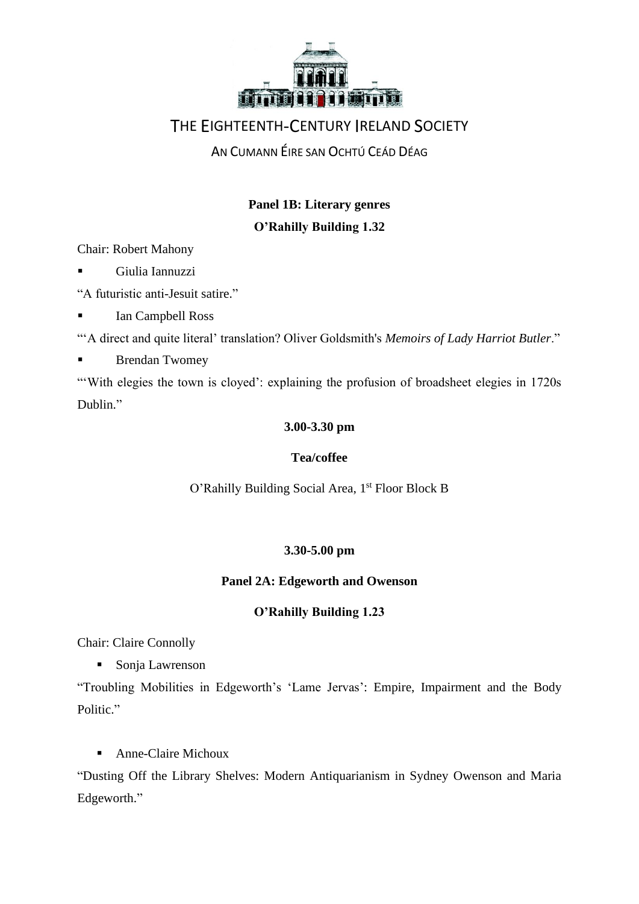THE EIGHTEENTH-CENTURY IRELAND SOCIETY

AN CUMANN ÉIRE SAN OCHTÚ CEÁD DÉAG

**Panel 1B: Literary genres**

**O'Rahilly Building 1.32**

Chair: Robert Mahony

- Giulia Iannuzzi

"A futuristic anti-Jesuit satire."

- Ian Campbell Ross

"'A direct and quite literal' translation? Oliver Goldsmith's *Memoirs of Lady Harriot Butler*."

- Brendan Twomey

"'With elegies the town is cloyed': explaining the profusion of broadsheet elegies in 1720s Dublin."

**3.00-3.30 pm**

**Tea/coffee**

O'Rahilly Building Social Area, 1st Floor Block B

**3.30-5.00 pm**

**Panel 2A: Edgeworth and Owenson**

**O'Rahilly Building 1.23**

Chair: Claire Connolly

- Sonja Lawrenson

"Troubling Mobilities in Edgeworth's 'Lame Jervas': Empire, Impairment and the Body Politic."

- Anne-Claire Michoux

"Dusting Off the Library Shelves: Modern Antiquarianism in Sydney Owenson and Maria Edgeworth."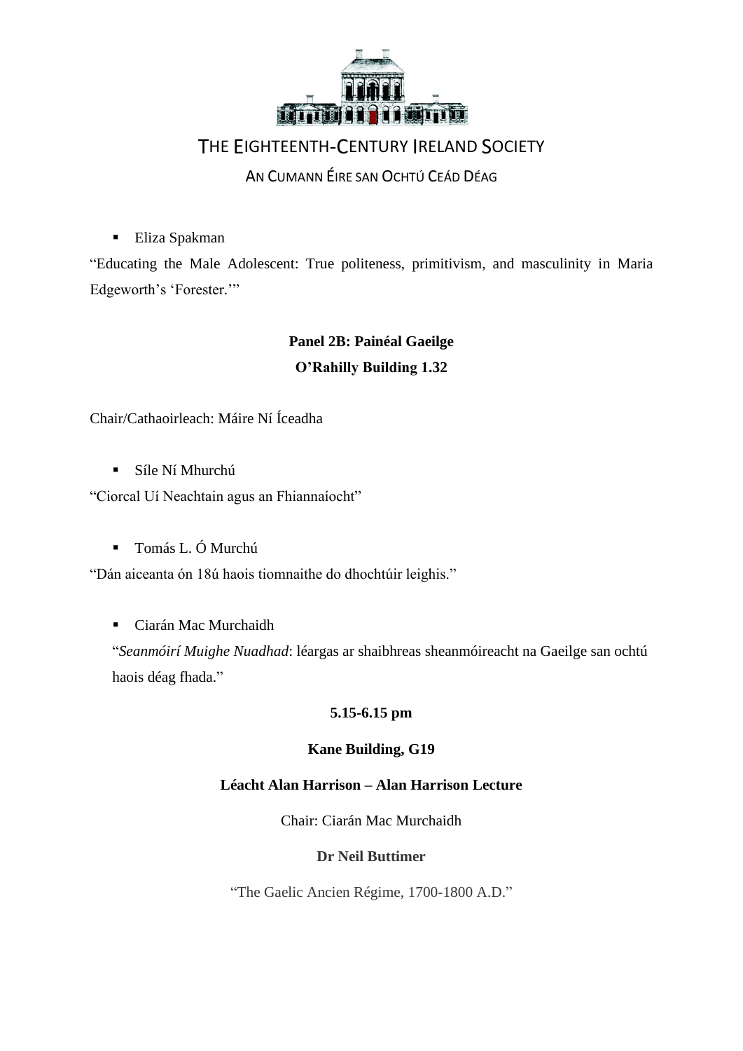- Eliza Spakman

"Educating the Male Adolescent: True politeness, primitivism, and masculinity in Maria Edgeworth's 'Forester.'"

**Panel 2B: Painéal Gaeilge**

**O'Rahilly Building 1.32**

Chair/Cathaoirleach: Máire Ní Íceadha

- Síle Ní Mhurchú

"Ciorcal Uí Neachtain agus an Fhiannaíocht"

- Tomás L. Ó Murchú

"Dán aiceanta ón 18ú haois tiomnaithe do dhochtúir leighis."

- Ciarán Mac Murchaidh

"*Seanmóirí Muighe Nuadhad*: léargas ar shaibhreas sheanmóireacht na Gaeilge san ochtú haois déag fhada."

**5.15-6.15 pm**

**Kane Building, G19**

**Léacht Alan Harrison – Alan Harrison Lecture**

Chair: Ciarán Mac Murchaidh

**Dr Neil Buttimer**

"The Gaelic Ancien Régime, 1700-1800 A.D."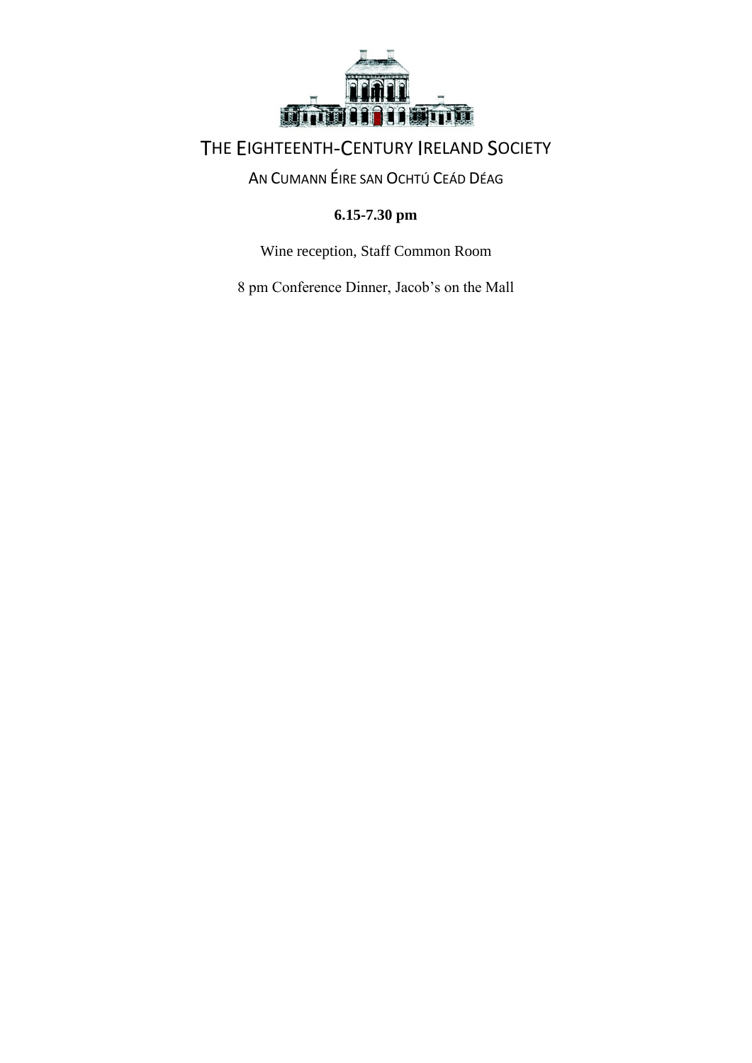THE EIGHTEENTH-CENTURY IRELAND SOCIETY

AN CUMANN ÉIRE SAN OCHTÚ CEÁD DÉAG

**6.15-7.30 pm**

Wine reception, Staff Common Room

8 pm Conference Dinner, Jacob's on the Mall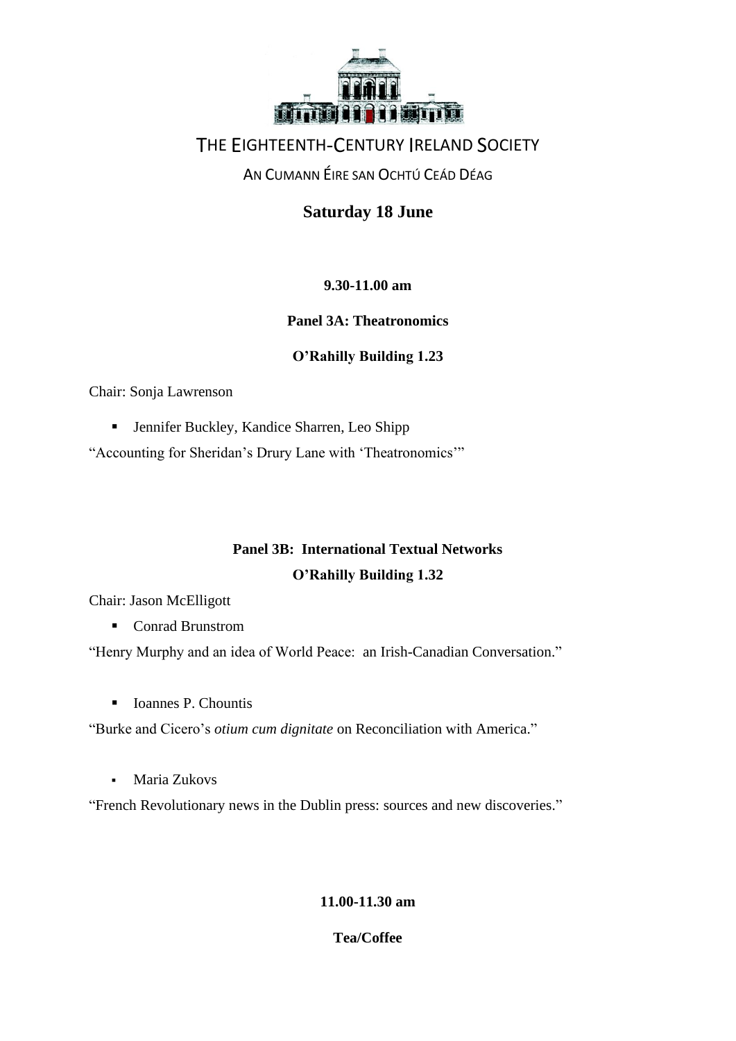THE EIGHTEENTH-CENTURY IRELAND SOCIETY

AN CUMANN ÉIRE SAN OCHTÚ CEÁD DÉAG

## Saturday 18 June

**9.30-11.00 am**

### Panel 3A: Theatronomics

**O'Rahilly Building 1.23**

Chair: Sonja Lawrenson

- Jennifer Buckley, Kandice Sharren, Leo Shipp

"Accounting for Sheridan's Drury Lane with 'Theatronomics'"

### Panel 3B: International Textual Networks

**O'Rahilly Building 1.32**

Chair: Jason McElligott

- Conrad Brunstrom

"Henry Murphy and an idea of World Peace: an Irish-Canadian Conversation."

- Ioannes P. Chountis

"Burke and Cicero's *otium cum dignitate* on Reconciliation with America."

- Maria Zukovs

"French Revolutionary news in the Dublin press: sources and new discoveries."

**11.00-11.30 am**

**Tea/Coffee**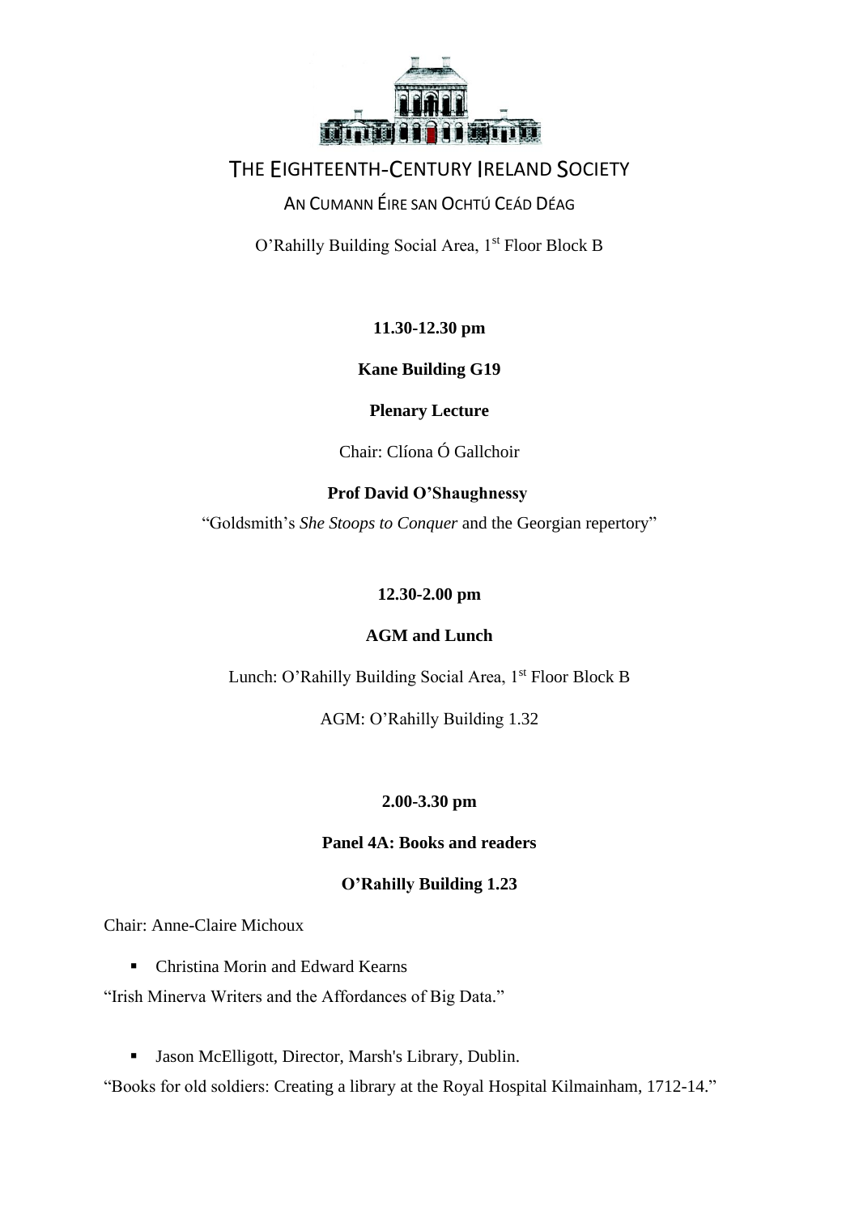THE EIGHTEENTH-CENTURY IRELAND SOCIETY

AN CUMANN ÉIRE SAN OCHTÚ CEÁD DÉAG

O'Rahilly Building Social Area, 1st Floor Block B

**11.30-12.30 pm**

**Kane Building G19**

**Plenary Lecture**

Chair: Clíona Ó Gallchoir

**Prof David O'Shaughnessy**

"Goldsmith's *She Stoops to Conquer* and the Georgian repertory"

**12.30-2.00 pm**

**AGM and Lunch**

Lunch: O'Rahilly Building Social Area, 1st Floor Block B

AGM: O'Rahilly Building 1.32

**2.00-3.30 pm**

**Panel 4A: Books and readers**

**O'Rahilly Building 1.23**

Chair: Anne-Claire Michoux

- Christina Morin and Edward Kearns

"Irish Minerva Writers and the Affordances of Big Data."

- Jason McElligott, Director, Marsh's Library, Dublin.

"Books for old soldiers: Creating a library at the Royal Hospital Kilmainham, 1712-14."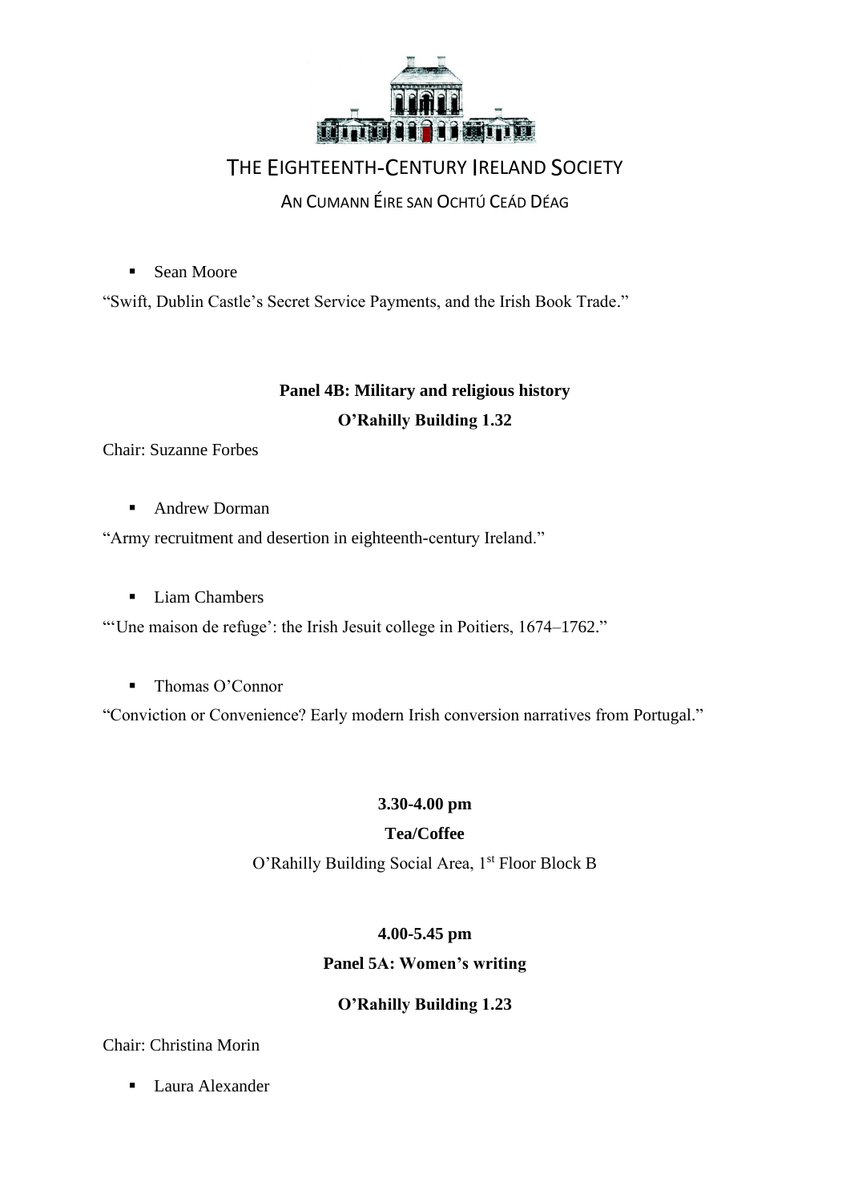- Sean Moore

"Swift, Dublin Castle's Secret Service Payments, and the Irish Book Trade."

**Panel 4B: Military and religious history**

**O'Rahilly Building 1.32**

Chair: Suzanne Forbes

- Andrew Dorman

"Army recruitment and desertion in eighteenth-century Ireland."

- Liam Chambers

"'Une maison de refuge': the Irish Jesuit college in Poitiers, 1674–1762."

- Thomas O'Connor

"Conviction or Convenience? Early modern Irish conversion narratives from Portugal."

**3.30-4.00 pm**

**Tea/Coffee**

O'Rahilly Building Social Area, 1st Floor Block B

**4.00-5.45 pm**

**Panel 5A: Women's writing**

**O'Rahilly Building 1.23**

Chair: Christina Morin

- Laura Alexander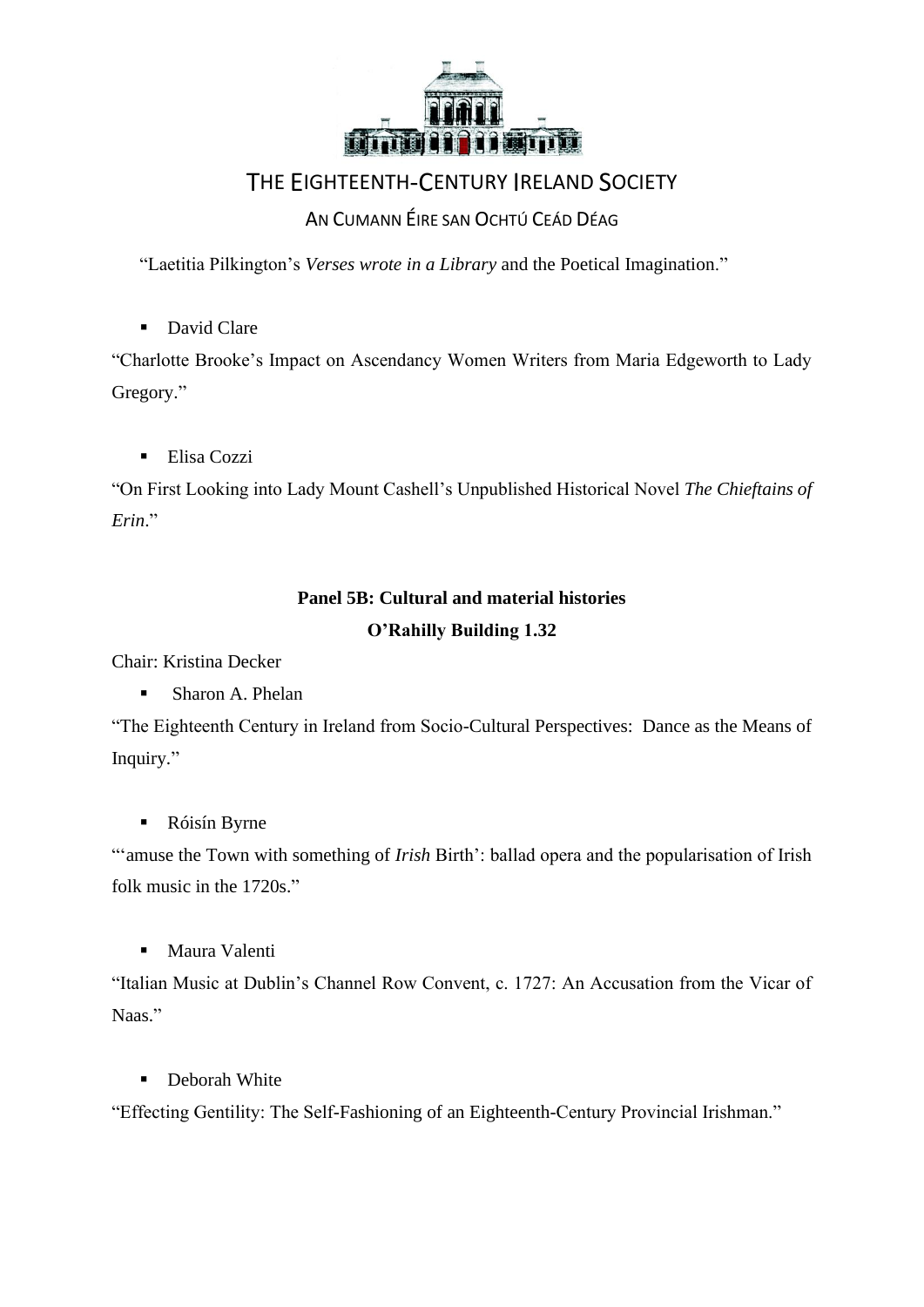“Laetitia Pilkington’s *Verses wrote in a Library* and the Poetical Imagination.”

- David Clare

“Charlotte Brooke’s Impact on Ascendancy Women Writers from Maria Edgeworth to Lady Gregory.”

- Elisa Cozzi

“On First Looking into Lady Mount Cashell’s Unpublished Historical Novel *The Chieftains of Erin*.”

**Panel 5B: Cultural and material histories**

**O’Rahilly Building 1.32**

Chair: Kristina Decker

- Sharon A. Phelan

“The Eighteenth Century in Ireland from Socio-Cultural Perspectives: Dance as the Means of Inquiry.”

- Róisín Byrne

“‘amuse the Town with something of *Irish* Birth’: ballad opera and the popularisation of Irish folk music in the 1720s.”

- Maura Valenti

“Italian Music at Dublin’s Channel Row Convent, c. 1727: An Accusation from the Vicar of Naas.”

- Deborah White

“Effecting Gentility: The Self-Fashioning of an Eighteenth-Century Provincial Irishman.”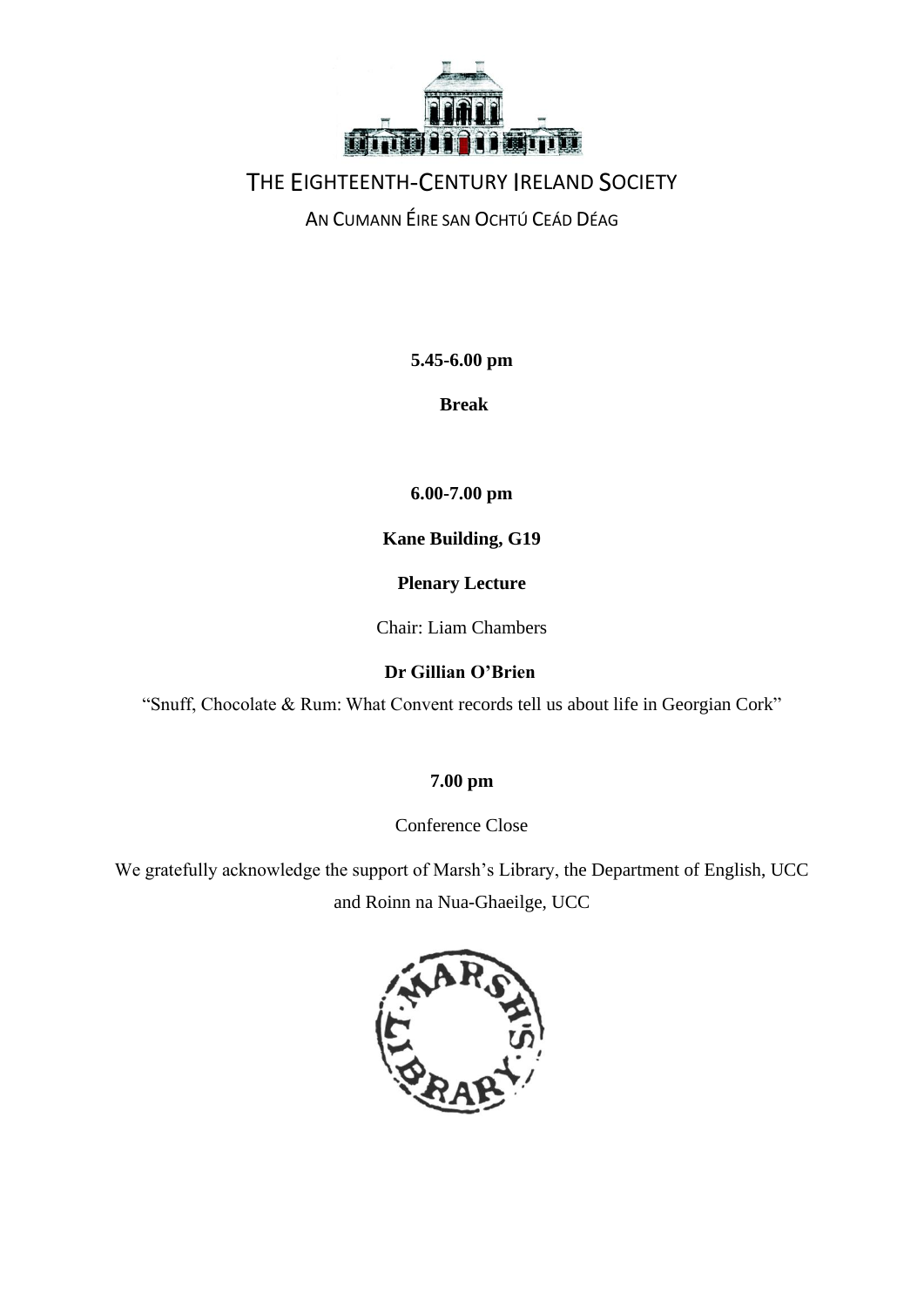THE EIGHTEENTH-CENTURY IRELAND SOCIETY

AN CUMANN ÉIRE SAN OCHTÚ CEÁD DÉAG

**5.45-6.00 pm**

**Break**

**6.00-7.00 pm**

**Kane Building, G19**

**Plenary Lecture**

Chair: Liam Chambers

**Dr Gillian O'Brien**

"Snuff, Chocolate & Rum: What Convent records tell us about life in Georgian Cork"

**7.00 pm**

Conference Close

We gratefully acknowledge the support of Marsh's Library, the Department of English, UCC and Roinn na Nua-Ghaeilge, UCC